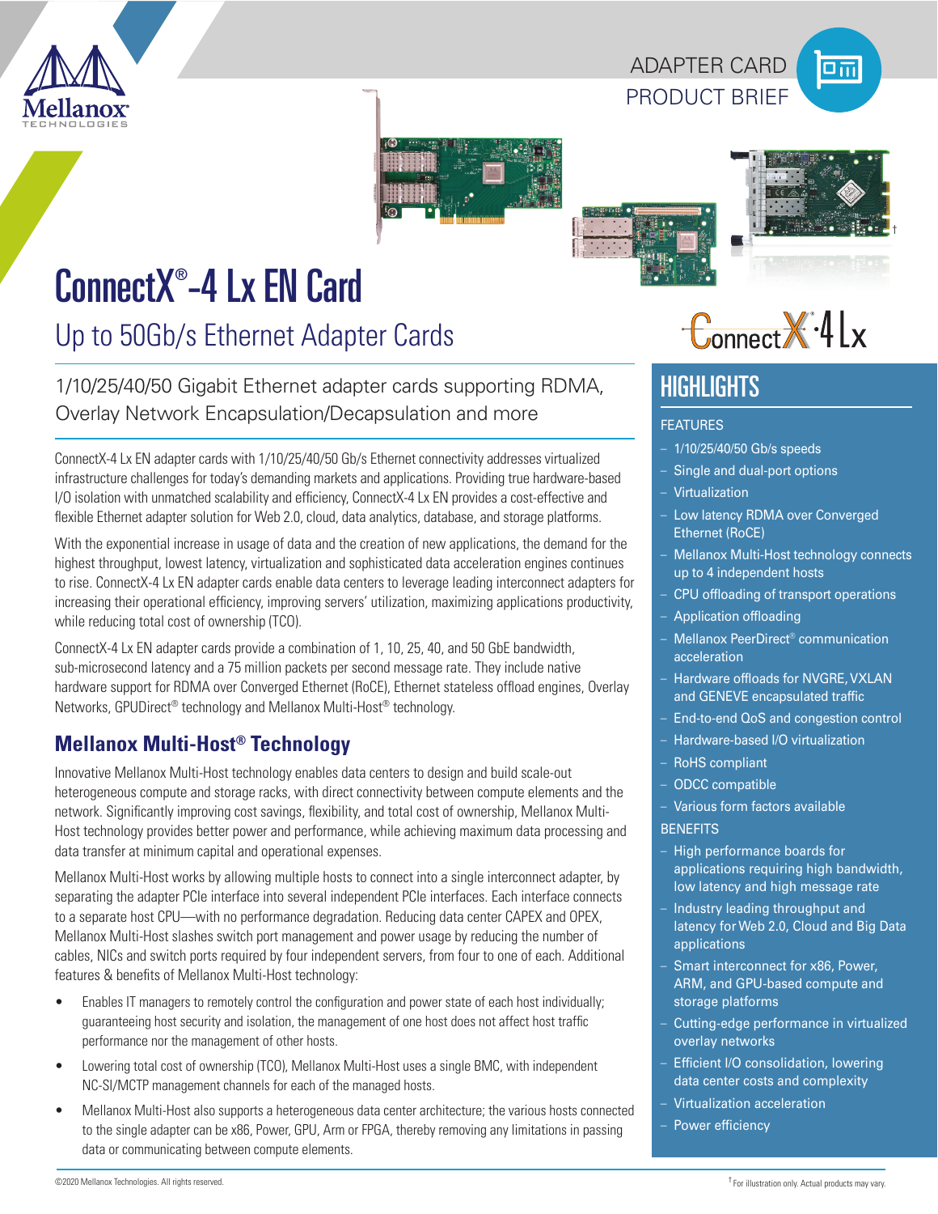ADAPTER CARD
PRODUCT BRIEF

# ConnectX®-4 Lx EN Card

## Up to 50Gb/s Ethernet Adapter Cards

1/10/25/40/50 Gigabit Ethernet adapter cards supporting RDMA, Overlay Network Encapsulation/Decapsulation and more

ConnectX-4 Lx EN adapter cards with 1/10/25/40/50 Gb/s Ethernet connectivity addresses virtualized infrastructure challenges for today's demanding markets and applications. Providing true hardware-based I/O isolation with unmatched scalability and efficiency, ConnectX-4 Lx EN provides a cost-effective and flexible Ethernet adapter solution for Web 2.0, cloud, data analytics, database, and storage platforms.

With the exponential increase in usage of data and the creation of new applications, the demand for the highest throughput, lowest latency, virtualization and sophisticated data acceleration engines continues to rise. ConnectX-4 Lx EN adapter cards enable data centers to leverage leading interconnect adapters for increasing their operational efficiency, improving servers' utilization, maximizing applications productivity, while reducing total cost of ownership (TCO).

ConnectX-4 Lx EN adapter cards provide a combination of 1, 10, 25, 40, and 50 GbE bandwidth, sub-microsecond latency and a 75 million packets per second message rate. They include native hardware support for RDMA over Converged Ethernet (RoCE), Ethernet stateless offload engines, Overlay Networks, GPUDirect® technology and Mellanox Multi-Host® technology.

### Mellanox Multi-Host® Technology

Innovative Mellanox Multi-Host technology enables data centers to design and build scale-out heterogeneous compute and storage racks, with direct connectivity between compute elements and the network. Significantly improving cost savings, flexibility, and total cost of ownership, Mellanox Multi-Host technology provides better power and performance, while achieving maximum data processing and data transfer at minimum capital and operational expenses.

Mellanox Multi-Host works by allowing multiple hosts to connect into a single interconnect adapter, by separating the adapter PCIe interface into several independent PCIe interfaces. Each interface connects to a separate host CPU—with no performance degradation. Reducing data center CAPEX and OPEX, Mellanox Multi-Host slashes switch port management and power usage by reducing the number of cables, NICs and switch ports required by four independent servers, from four to one of each. Additional features & benefits of Mellanox Multi-Host technology:

- Enables IT managers to remotely control the configuration and power state of each host individually; guaranteeing host security and isolation, the management of one host does not affect host traffic performance nor the management of other hosts.
- Lowering total cost of ownership (TCO), Mellanox Multi-Host uses a single BMC, with independent NC-SI/MCTP management channels for each of the managed hosts.
- Mellanox Multi-Host also supports a heterogeneous data center architecture; the various hosts connected to the single adapter can be x86, Power, GPU, Arm or FPGA, thereby removing any limitations in passing data or communicating between compute elements.

## HIGHLIGHTS

### FEATURES

- 1/10/25/40/50 Gb/s speeds
- Single and dual-port options
- Virtualization
- Low latency RDMA over Converged Ethernet (RoCE)
- Mellanox Multi-Host technology connects up to 4 independent hosts
- CPU offloading of transport operations
- Application offloading
- Mellanox PeerDirect® communication acceleration
- Hardware offloads for NVGRE, VXLAN and GENEVE encapsulated traffic
- End-to-end QoS and congestion control
- Hardware-based I/O virtualization
- RoHS compliant
- ODCC compatible
- Various form factors available

### BENEFITS

- High performance boards for applications requiring high bandwidth, low latency and high message rate
- Industry leading throughput and latency for Web 2.0, Cloud and Big Data applications
- Smart interconnect for x86, Power, ARM, and GPU-based compute and storage platforms
- Cutting-edge performance in virtualized overlay networks
- Efficient I/O consolidation, lowering data center costs and complexity
- Virtualization acceleration
- Power efficiency

©2020 Mellanox Technologies. All rights reserved.

† For illustration only. Actual products may vary.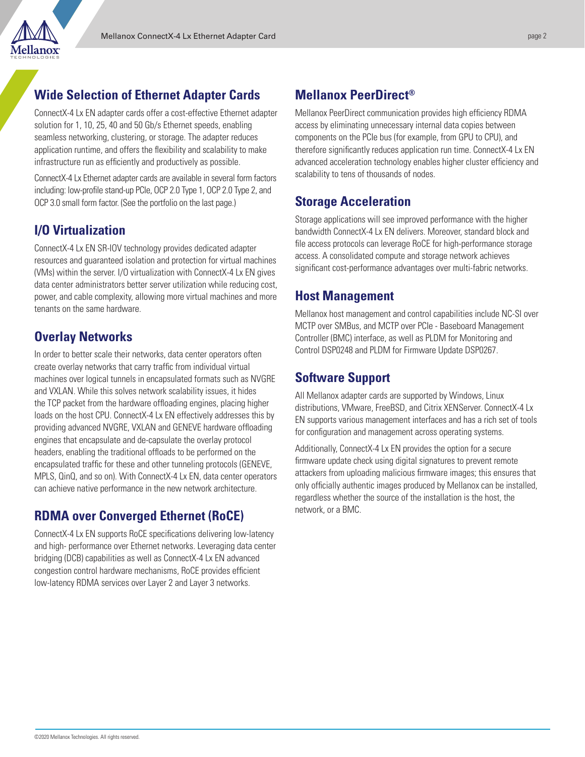## Wide Selection of Ethernet Adapter Cards

ConnectX-4 Lx EN adapter cards offer a cost-effective Ethernet adapter solution for 1, 10, 25, 40 and 50 Gb/s Ethernet speeds, enabling seamless networking, clustering, or storage. The adapter reduces application runtime, and offers the flexibility and scalability to make infrastructure run as efficiently and productively as possible.

ConnectX-4 Lx Ethernet adapter cards are available in several form factors including: low-profile stand-up PCIe, OCP 2.0 Type 1, OCP 2.0 Type 2, and OCP 3.0 small form factor. (See the portfolio on the last page.)

## I/O Virtualization

ConnectX-4 Lx EN SR-IOV technology provides dedicated adapter resources and guaranteed isolation and protection for virtual machines (VMs) within the server. I/O virtualization with ConnectX-4 Lx EN gives data center administrators better server utilization while reducing cost, power, and cable complexity, allowing more virtual machines and more tenants on the same hardware.

## Overlay Networks

In order to better scale their networks, data center operators often create overlay networks that carry traffic from individual virtual machines over logical tunnels in encapsulated formats such as NVGRE and VXLAN. While this solves network scalability issues, it hides the TCP packet from the hardware offloading engines, placing higher loads on the host CPU. ConnectX-4 Lx EN effectively addresses this by providing advanced NVGRE, VXLAN and GENEVE hardware offloading engines that encapsulate and de-capsulate the overlay protocol headers, enabling the traditional offloads to be performed on the encapsulated traffic for these and other tunneling protocols (GENEVE, MPLS, QinQ, and so on). With ConnectX-4 Lx EN, data center operators can achieve native performance in the new network architecture.

## RDMA over Converged Ethernet (RoCE)

ConnectX-4 Lx EN supports RoCE specifications delivering low-latency and high- performance over Ethernet networks. Leveraging data center bridging (DCB) capabilities as well as ConnectX-4 Lx EN advanced congestion control hardware mechanisms, RoCE provides efficient low-latency RDMA services over Layer 2 and Layer 3 networks.

## Mellanox PeerDirect®

Mellanox PeerDirect communication provides high efficiency RDMA access by eliminating unnecessary internal data copies between components on the PCIe bus (for example, from GPU to CPU), and therefore significantly reduces application run time. ConnectX-4 Lx EN advanced acceleration technology enables higher cluster efficiency and scalability to tens of thousands of nodes.

## Storage Acceleration

Storage applications will see improved performance with the higher bandwidth ConnectX-4 Lx EN delivers. Moreover, standard block and file access protocols can leverage RoCE for high-performance storage access. A consolidated compute and storage network achieves significant cost-performance advantages over multi-fabric networks.

## Host Management

Mellanox host management and control capabilities include NC-SI over MCTP over SMBus, and MCTP over PCIe - Baseboard Management Controller (BMC) interface, as well as PLDM for Monitoring and Control DSP0248 and PLDM for Firmware Update DSP0267.

## Software Support

All Mellanox adapter cards are supported by Windows, Linux distributions, VMware, FreeBSD, and Citrix XENServer. ConnectX-4 Lx EN supports various management interfaces and has a rich set of tools for configuration and management across operating systems.

Additionally, ConnectX-4 Lx EN provides the option for a secure firmware update check using digital signatures to prevent remote attackers from uploading malicious firmware images; this ensures that only officially authentic images produced by Mellanox can be installed, regardless whether the source of the installation is the host, the network, or a BMC.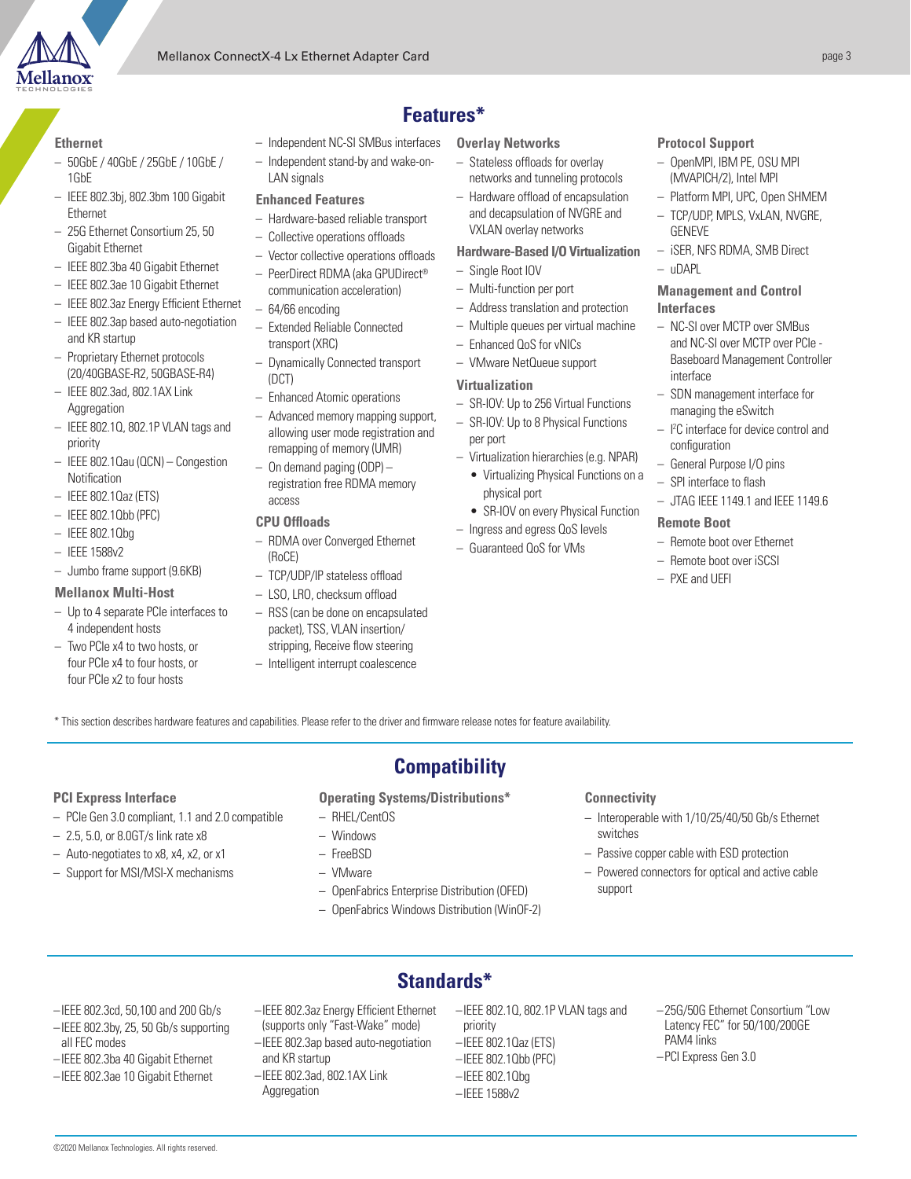## Features*

### Ethernet
- 50GbE / 40GbE / 25GbE / 10GbE / 1GbE
- IEEE 802.3bj, 802.3bm 100 Gigabit Ethernet
- 25G Ethernet Consortium 25, 50 Gigabit Ethernet
- IEEE 802.3ba 40 Gigabit Ethernet
- IEEE 802.3ae 10 Gigabit Ethernet
- IEEE 802.3az Energy Efficient Ethernet
- IEEE 802.3ap based auto-negotiation and KR startup
- Proprietary Ethernet protocols (20/40GBASE-R2, 50GBASE-R4)
- IEEE 802.3ad, 802.1AX Link Aggregation
- IEEE 802.1Q, 802.1P VLAN tags and priority
- IEEE 802.1Qau (QCN) – Congestion Notification
- IEEE 802.1Qaz (ETS)
- IEEE 802.1Qbb (PFC)
- IEEE 802.1Qbg
- IEEE 1588v2
- Jumbo frame support (9.6KB)

### Mellanox Multi-Host
- Up to 4 separate PCIe interfaces to 4 independent hosts
- Two PCIe x4 to two hosts, or four PCIe x4 to four hosts, or four PCIe x2 to four hosts
- Independent NC-SI SMBus interfaces
- Independent stand-by and wake-on-LAN signals

### Enhanced Features
- Hardware-based reliable transport
- Collective operations offloads
- Vector collective operations offloads
- PeerDirect RDMA (aka GPUDirect® communication acceleration)
- 64/66 encoding
- Extended Reliable Connected transport (XRC)
- Dynamically Connected transport (DCT)
- Enhanced Atomic operations
- Advanced memory mapping support, allowing user mode registration and remapping of memory (UMR)
- On demand paging (ODP) – registration free RDMA memory access

### CPU Offloads
- RDMA over Converged Ethernet (RoCE)
- TCP/UDP/IP stateless offload
- LSO, LRO, checksum offload
- RSS (can be done on encapsulated packet), TSS, VLAN insertion/ stripping, Receive flow steering
- Intelligent interrupt coalescence

### Overlay Networks
- Stateless offloads for overlay networks and tunneling protocols
- Hardware offload of encapsulation and decapsulation of NVGRE and VXLAN overlay networks

### Hardware-Based I/O Virtualization
- Single Root IOV
- Multi-function per port
- Address translation and protection
- Multiple queues per virtual machine
- Enhanced QoS for vNICs
- VMware NetQueue support

### Virtualization
- SR-IOV: Up to 256 Virtual Functions
- SR-IOV: Up to 8 Physical Functions per port
- Virtualization hierarchies (e.g. NPAR)
  - Virtualizing Physical Functions on a physical port
  - SR-IOV on every Physical Function
- Ingress and egress QoS levels
- Guaranteed QoS for VMs

### Protocol Support
- OpenMPI, IBM PE, OSU MPI (MVAPICH/2), Intel MPI
- Platform MPI, UPC, Open SHMEM
- TCP/UDP, MPLS, VxLAN, NVGRE, GENEVE
- iSER, NFS RDMA, SMB Direct
- uDAPL

### Management and Control Interfaces
- NC-SI over MCTP over SMBus and NC-SI over MCTP over PCIe - Baseboard Management Controller interface
- SDN management interface for managing the eSwitch
- I²C interface for device control and configuration
- General Purpose I/O pins
- SPI interface to flash
- JTAG IEEE 1149.1 and IEEE 1149.6

### Remote Boot
- Remote boot over Ethernet
- Remote boot over iSCSI
- PXE and UEFI

\* This section describes hardware features and capabilities. Please refer to the driver and firmware release notes for feature availability.

## Compatibility

### PCI Express Interface
- PCIe Gen 3.0 compliant, 1.1 and 2.0 compatible
- 2.5, 5.0, or 8.0GT/s link rate x8
- Auto-negotiates to x8, x4, x2, or x1
- Support for MSI/MSI-X mechanisms

### Operating Systems/Distributions*
- RHEL/CentOS
- Windows
- FreeBSD
- VMware
- OpenFabrics Enterprise Distribution (OFED)
- OpenFabrics Windows Distribution (WinOF-2)

### Connectivity
- Interoperable with 1/10/25/40/50 Gb/s Ethernet switches
- Passive copper cable with ESD protection
- Powered connectors for optical and active cable support

## Standards*

- IEEE 802.3cd, 50,100 and 200 Gb/s
- IEEE 802.3by, 25, 50 Gb/s supporting all FEC modes
- IEEE 802.3ba 40 Gigabit Ethernet
- IEEE 802.3ae 10 Gigabit Ethernet
- IEEE 802.3az Energy Efficient Ethernet (supports only "Fast-Wake" mode)
- IEEE 802.3ap based auto-negotiation and KR startup
- IEEE 802.3ad, 802.1AX Link Aggregation
- IEEE 802.1Q, 802.1P VLAN tags and priority
- IEEE 802.1Qaz (ETS)
- IEEE 802.1Qbb (PFC)
- IEEE 802.1Qbg
- IEEE 1588v2
- 25G/50G Ethernet Consortium "Low Latency FEC" for 50/100/200GE PAM4 links
- PCI Express Gen 3.0

©2020 Mellanox Technologies. All rights reserved.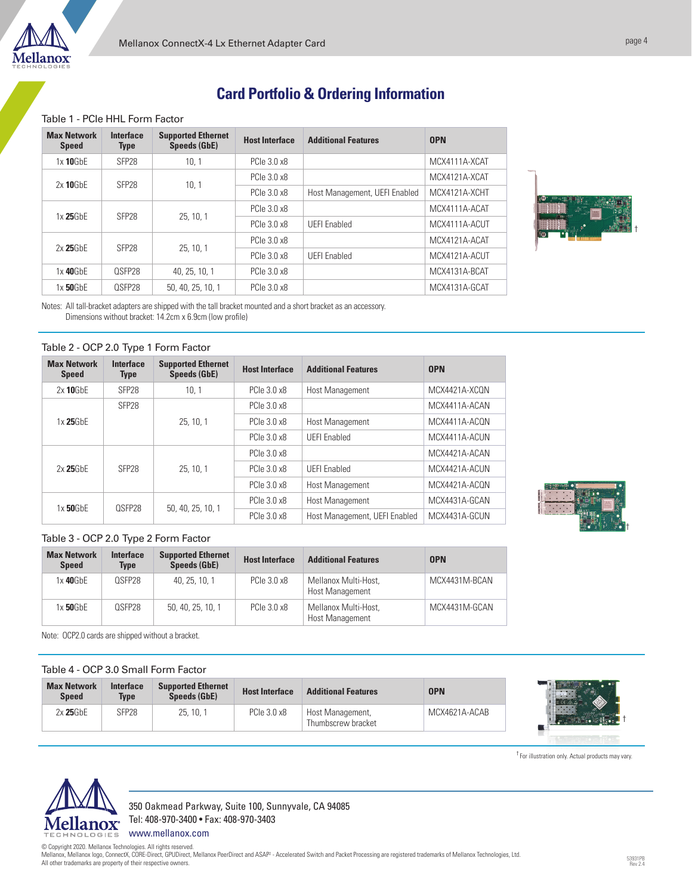## Card Portfolio & Ordering Information

Table 1 - PCIe HHL Form Factor

| Max Network Speed | Interface Type | Supported Ethernet Speeds (GbE) | Host Interface | Additional Features | OPN |
|---|---|---|---|---|---|
| 1x **10**GbE | SFP28 | 10, 1 | PCIe 3.0 x8 | | MCX4111A-XCAT |
| 2x **10**GbE | SFP28 | 10, 1 | PCIe 3.0 x8 | | MCX4121A-XCAT |
| | | | PCIe 3.0 x8 | Host Management, UEFI Enabled | MCX4121A-XCHT |
| 1x **25**GbE | SFP28 | 25, 10, 1 | PCIe 3.0 x8 | | MCX4111A-ACAT |
| | | | PCIe 3.0 x8 | UEFI Enabled | MCX4111A-ACUT |
| 2x **25**GbE | SFP28 | 25, 10, 1 | PCIe 3.0 x8 | | MCX4121A-ACAT |
| | | | PCIe 3.0 x8 | UEFI Enabled | MCX4121A-ACUT |
| 1x **40**GbE | QSFP28 | 40, 25, 10, 1 | PCIe 3.0 x8 | | MCX4131A-BCAT |
| 1x **50**GbE | QSFP28 | 50, 40, 25, 10, 1 | PCIe 3.0 x8 | | MCX4131A-GCAT |

Notes: All tall-bracket adapters are shipped with the tall bracket mounted and a short bracket as an accessory.
Dimensions without bracket: 14.2cm x 6.9cm (low profile)

Table 2 - OCP 2.0 Type 1 Form Factor

| Max Network Speed | Interface Type | Supported Ethernet Speeds (GbE) | Host Interface | Additional Features | OPN |
|---|---|---|---|---|---|
| 2x **10**GbE | SFP28 | 10, 1 | PCIe 3.0 x8 | Host Management | MCX4421A-XCQN |
| 1x **25**GbE | SFP28 | 25, 10, 1 | PCIe 3.0 x8 | | MCX4411A-ACAN |
| | | | PCIe 3.0 x8 | Host Management | MCX4411A-ACQN |
| | | | PCIe 3.0 x8 | UEFI Enabled | MCX4411A-ACUN |
| 2x **25**GbE | SFP28 | 25, 10, 1 | PCIe 3.0 x8 | | MCX4421A-ACAN |
| | | | PCIe 3.0 x8 | UEFI Enabled | MCX4421A-ACUN |
| | | | PCIe 3.0 x8 | Host Management | MCX4421A-ACQN |
| 1x **50**GbE | QSFP28 | 50, 40, 25, 10, 1 | PCIe 3.0 x8 | Host Management | MCX4431A-GCAN |
| | | | PCIe 3.0 x8 | Host Management, UEFI Enabled | MCX4431A-GCUN |

Table 3 - OCP 2.0 Type 2 Form Factor

| Max Network Speed | Interface Type | Supported Ethernet Speeds (GbE) | Host Interface | Additional Features | OPN |
|---|---|---|---|---|---|
| 1x **40**GbE | QSFP28 | 40, 25, 10, 1 | PCIe 3.0 x8 | Mellanox Multi-Host, Host Management | MCX4431M-BCAN |
| 1x **50**GbE | QSFP28 | 50, 40, 25, 10, 1 | PCIe 3.0 x8 | Mellanox Multi-Host, Host Management | MCX4431M-GCAN |

Note: OCP2.0 cards are shipped without a bracket.

Table 4 - OCP 3.0 Small Form Factor

| Max Network Speed | Interface Type | Supported Ethernet Speeds (GbE) | Host Interface | Additional Features | OPN |
|---|---|---|---|---|---|
| 2x **25**GbE | SFP28 | 25, 10, 1 | PCIe 3.0 x8 | Host Management, Thumbscrew bracket | MCX4621A-ACAB |

† For illustration only. Actual products may vary.

350 Oakmead Parkway, Suite 100, Sunnyvale, CA 94085
Tel: 408-970-3400 • Fax: 408-970-3403
www.mellanox.com

© Copyright 2020. Mellanox Technologies. All rights reserved.
Mellanox, Mellanox logo, ConnectX, CORE-Direct, GPUDirect, Mellanox PeerDirect and ASAP[2] - Accelerated Switch and Packet Processing are registered trademarks of Mellanox Technologies, Ltd.
All other trademarks are property of their respective owners.

53931PB
Rev 2.4